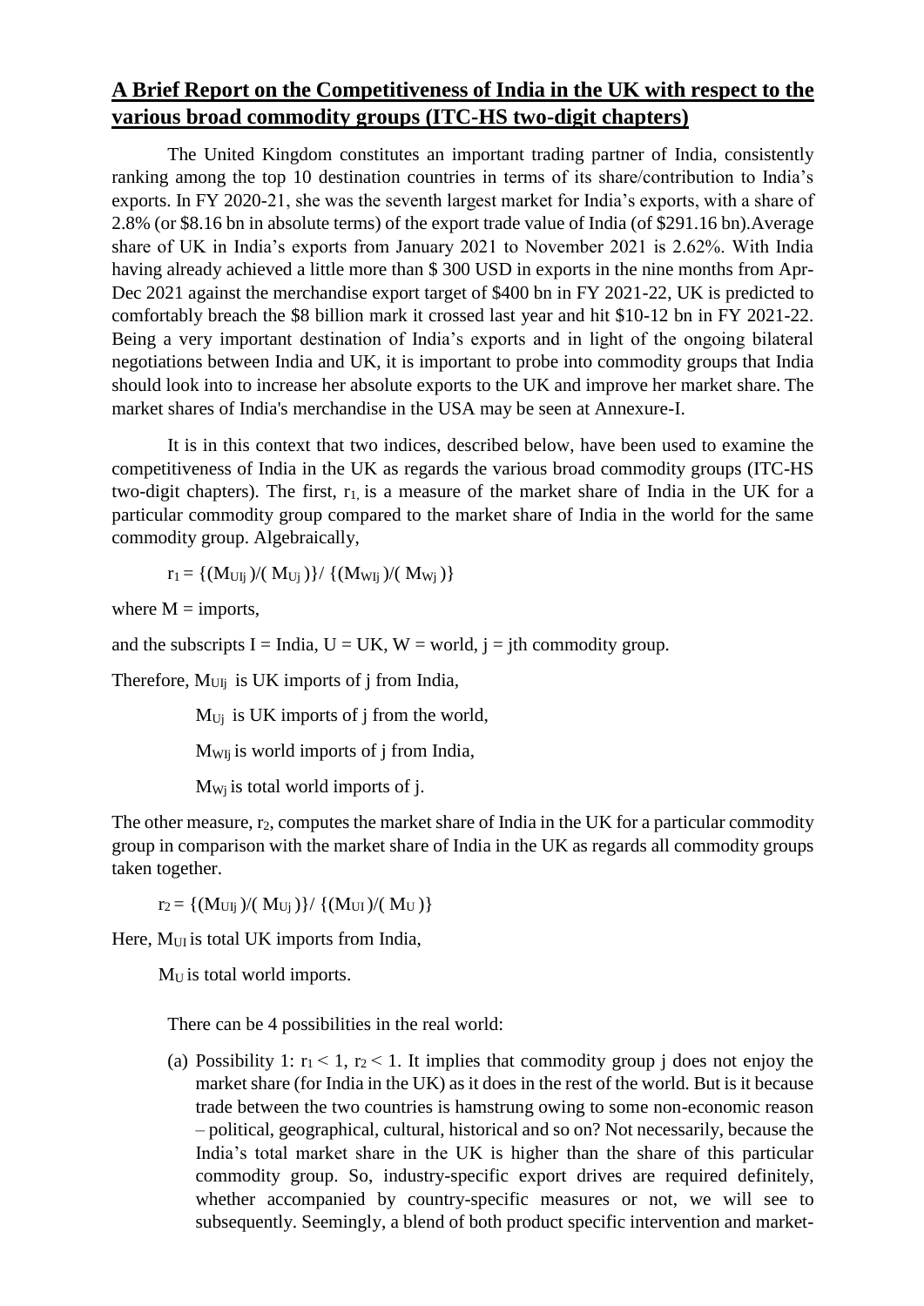## A Brief Report on the Competitiveness of India in the UK with respect to the various broad commodity groups (ITC-HS two-digit chapters)

The United Kingdom constitutes an important trading partner of India, consistently ranking among the top 10 destination countries in terms of its share/contribution to India's exports. In FY 2020-21, she was the seventh largest market for India's exports, with a share of 2.8% (or \$8.16 bn in absolute terms) of the export trade value of India (of \$291.16 bn).Average share of UK in India's exports from January 2021 to November 2021 is 2.62%. With India having already achieved a little more than \$ 300 USD in exports in the nine months from Apr-Dec 2021 against the merchandise export target of \$400 bn in FY 2021-22, UK is predicted to comfortably breach the \$8 billion mark it crossed last year and hit \$10-12 bn in FY 2021-22. Being a very important destination of India's exports and in light of the ongoing bilateral negotiations between India and UK, it is important to probe into commodity groups that India should look into to increase her absolute exports to the UK and improve her market share. The market shares of India's merchandise in the USA may be seen at Annexure-I.

It is in this context that two indices, described below, have been used to examine the competitiveness of India in the UK as regards the various broad commodity groups (ITC-HS two-digit chapters). The first, $r_1$, is a measure of the market share of India in the UK for a particular commodity group compared to the market share of India in the world for the same commodity group. Algebraically,

$$r_1 = \{(M_{UIj})/(M_{Uj})\}/\{(M_{WIj})/(M_{Wj})\}$$

where M = imports,

and the subscripts I = India, U = UK, W = world, j = jth commodity group.

Therefore, $M_{UIj}$ is UK imports of j from India,

$M_{Uj}$ is UK imports of j from the world,

$M_{WIj}$ is world imports of j from India,

$M_{Wj}$ is total world imports of j.

The other measure, $r_2$, computes the market share of India in the UK for a particular commodity group in comparison with the market share of India in the UK as regards all commodity groups taken together.

$$r_2 = \{(M_{UIj})/(M_{Uj})\}/\{(M_{UI})/(M_U)\}$$

Here, $M_{UI}$ is total UK imports from India,

$M_U$ is total world imports.

There can be 4 possibilities in the real world:

(a) Possibility 1: $r_1 < 1$, $r_2 < 1$. It implies that commodity group j does not enjoy the market share (for India in the UK) as it does in the rest of the world. But is it because trade between the two countries is hamstrung owing to some non-economic reason – political, geographical, cultural, historical and so on? Not necessarily, because the India's total market share in the UK is higher than the share of this particular commodity group. So, industry-specific export drives are required definitely, whether accompanied by country-specific measures or not, we will see to subsequently. Seemingly, a blend of both product specific intervention and market-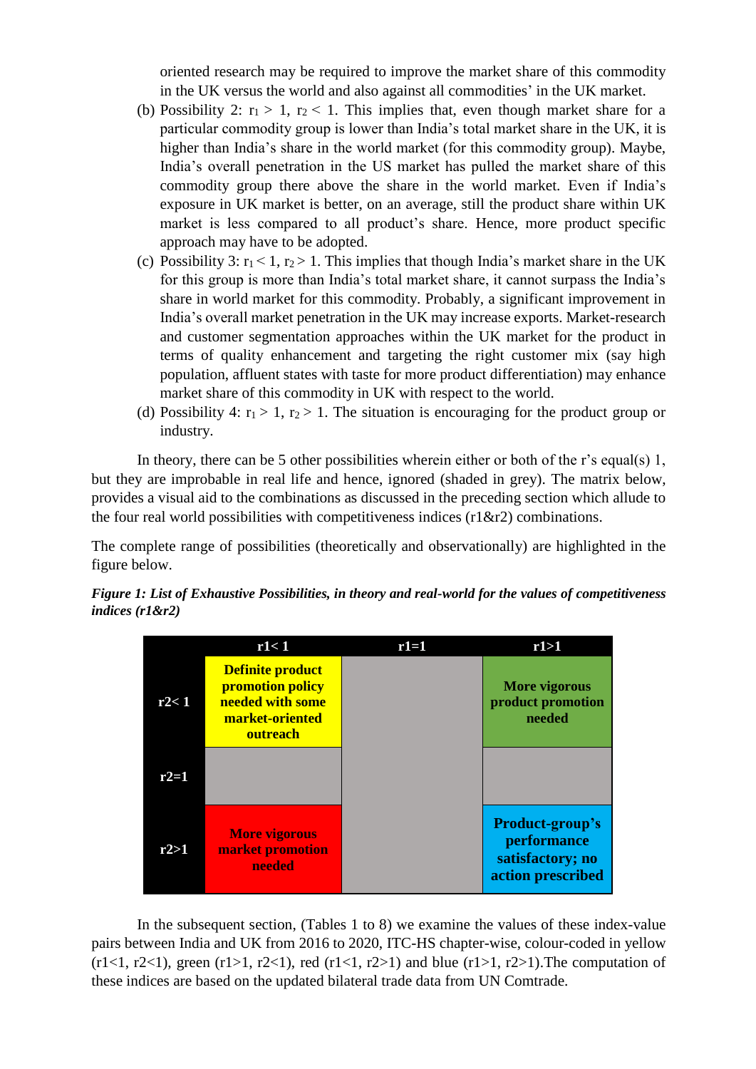oriented research may be required to improve the market share of this commodity in the UK versus the world and also against all commodities' in the UK market.

(b) Possibility 2: $r_1 > 1$, $r_2 < 1$. This implies that, even though market share for a particular commodity group is lower than India's total market share in the UK, it is higher than India's share in the world market (for this commodity group). Maybe, India's overall penetration in the US market has pulled the market share of this commodity group there above the share in the world market. Even if India's exposure in UK market is better, on an average, still the product share within UK market is less compared to all product's share. Hence, more product specific approach may have to be adopted.

(c) Possibility 3: $r_1 < 1$, $r_2 > 1$. This implies that though India's market share in the UK for this group is more than India's total market share, it cannot surpass the India's share in world market for this commodity. Probably, a significant improvement in India's overall market penetration in the UK may increase exports. Market-research and customer segmentation approaches within the UK market for the product in terms of quality enhancement and targeting the right customer mix (say high population, affluent states with taste for more product differentiation) may enhance market share of this commodity in UK with respect to the world.

(d) Possibility 4: $r_1 > 1$, $r_2 > 1$. The situation is encouraging for the product group or industry.

In theory, there can be 5 other possibilities wherein either or both of the r's equal(s) 1, but they are improbable in real life and hence, ignored (shaded in grey). The matrix below, provides a visual aid to the combinations as discussed in the preceding section which allude to the four real world possibilities with competitiveness indices (r1&r2) combinations.

The complete range of possibilities (theoretically and observationally) are highlighted in the figure below.

***Figure 1: List of Exhaustive Possibilities, in theory and real-world for the values of competitiveness indices (r1&r2)***

| | r1< 1 | r1=1 | r1>1 |
|---|---|---|---|
| **r2< 1** | **Definite product promotion policy needed with some market-oriented outreach** | | **More vigorous product promotion needed** |
| **r2=1** | | | |
| **r2>1** | **More vigorous market promotion needed** | | **Product-group's performance satisfactory; no action prescribed** |

In the subsequent section, (Tables 1 to 8) we examine the values of these index-value pairs between India and UK from 2016 to 2020, ITC-HS chapter-wise, colour-coded in yellow (r1<1, r2<1), green (r1>1, r2<1), red (r1<1, r2>1) and blue (r1>1, r2>1).The computation of these indices are based on the updated bilateral trade data from UN Comtrade.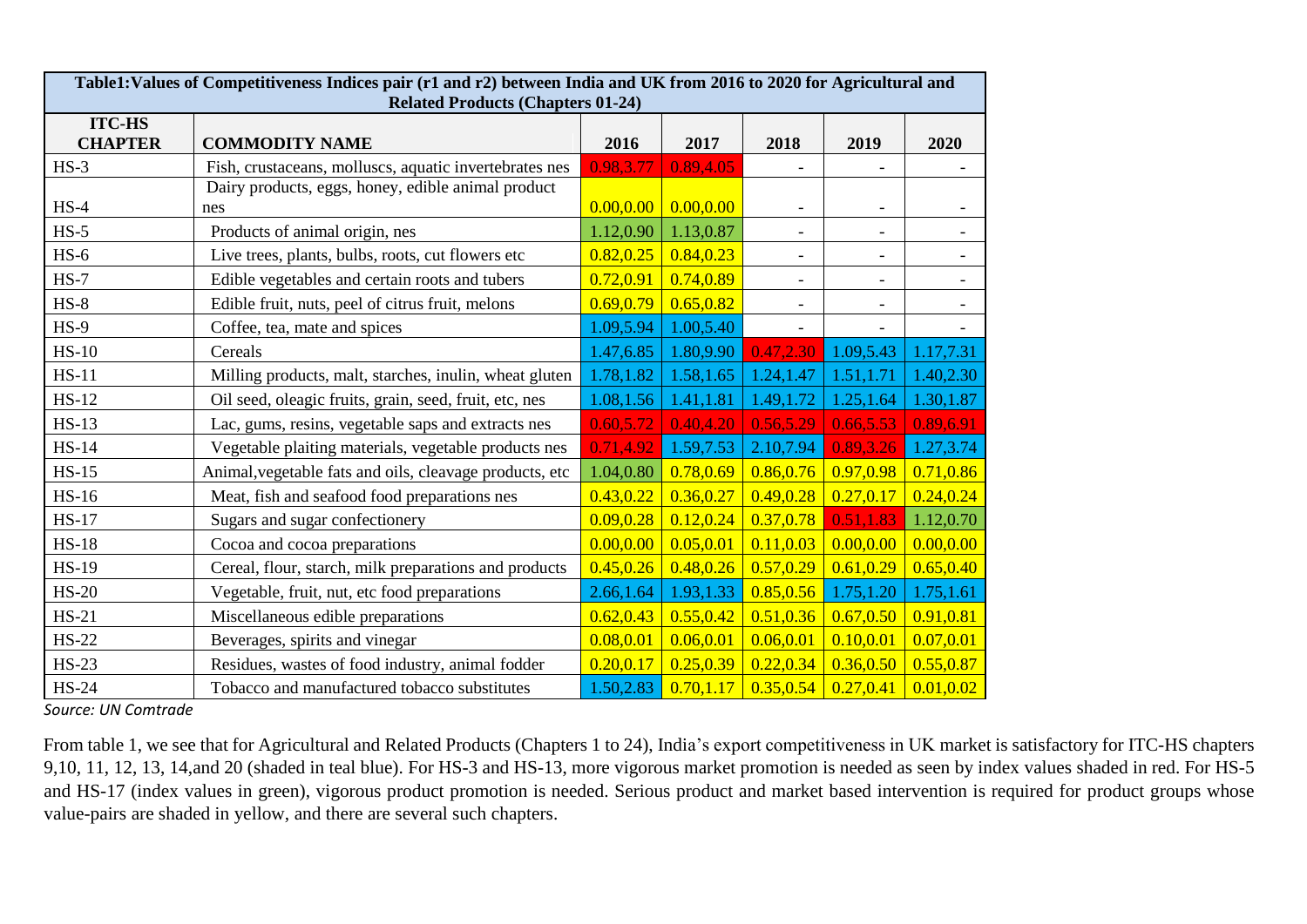| Table1:Values of Competitiveness Indices pair (r1 and r2) between India and UK from 2016 to 2020 for Agricultural and Related Products (Chapters 01-24) | | | | | | |
|---|---|---|---|---|---|---|
| **ITC-HS CHAPTER** | **COMMODITY NAME** | **2016** | **2017** | **2018** | **2019** | **2020** |
| HS-3 | Fish, crustaceans, molluscs, aquatic invertebrates nes | 0.98,3.77 | 0.89,4.05 | - | - | - |
| HS-4 | Dairy products, eggs, honey, edible animal product nes | 0.00,0.00 | 0.00,0.00 | - | - | - |
| HS-5 | Products of animal origin, nes | 1.12,0.90 | 1.13,0.87 | - | - | - |
| HS-6 | Live trees, plants, bulbs, roots, cut flowers etc | 0.82,0.25 | 0.84,0.23 | - | - | - |
| HS-7 | Edible vegetables and certain roots and tubers | 0.72,0.91 | 0.74,0.89 | - | - | - |
| HS-8 | Edible fruit, nuts, peel of citrus fruit, melons | 0.69,0.79 | 0.65,0.82 | - | - | - |
| HS-9 | Coffee, tea, mate and spices | 1.09,5.94 | 1.00,5.40 | - | - | - |
| HS-10 | Cereals | 1.47,6.85 | 1.80,9.90 | 0.47,2.30 | 1.09,5.43 | 1.17,7.31 |
| HS-11 | Milling products, malt, starches, inulin, wheat gluten | 1.78,1.82 | 1.58,1.65 | 1.24,1.47 | 1.51,1.71 | 1.40,2.30 |
| HS-12 | Oil seed, oleagic fruits, grain, seed, fruit, etc, nes | 1.08,1.56 | 1.41,1.81 | 1.49,1.72 | 1.25,1.64 | 1.30,1.87 |
| HS-13 | Lac, gums, resins, vegetable saps and extracts nes | 0.60,5.72 | 0.40,4.20 | 0.56,5.29 | 0.66,5.53 | 0.89,6.91 |
| HS-14 | Vegetable plaiting materials, vegetable products nes | 0.71,4.92 | 1.59,7.53 | 2.10,7.94 | 0.89,3.26 | 1.27,3.74 |
| HS-15 | Animal,vegetable fats and oils, cleavage products, etc | 1.04,0.80 | 0.78,0.69 | 0.86,0.76 | 0.97,0.98 | 0.71,0.86 |
| HS-16 | Meat, fish and seafood food preparations nes | 0.43,0.22 | 0.36,0.27 | 0.49,0.28 | 0.27,0.17 | 0.24,0.24 |
| HS-17 | Sugars and sugar confectionery | 0.09,0.28 | 0.12,0.24 | 0.37,0.78 | 0.51,1.83 | 1.12,0.70 |
| HS-18 | Cocoa and cocoa preparations | 0.00,0.00 | 0.05,0.01 | 0.11,0.03 | 0.00,0.00 | 0.00,0.00 |
| HS-19 | Cereal, flour, starch, milk preparations and products | 0.45,0.26 | 0.48,0.26 | 0.57,0.29 | 0.61,0.29 | 0.65,0.40 |
| HS-20 | Vegetable, fruit, nut, etc food preparations | 2.66,1.64 | 1.93,1.33 | 0.85,0.56 | 1.75,1.20 | 1.75,1.61 |
| HS-21 | Miscellaneous edible preparations | 0.62,0.43 | 0.55,0.42 | 0.51,0.36 | 0.67,0.50 | 0.91,0.81 |
| HS-22 | Beverages, spirits and vinegar | 0.08,0.01 | 0.06,0.01 | 0.06,0.01 | 0.10,0.01 | 0.07,0.01 |
| HS-23 | Residues, wastes of food industry, animal fodder | 0.20,0.17 | 0.25,0.39 | 0.22,0.34 | 0.36,0.50 | 0.55,0.87 |
| HS-24 | Tobacco and manufactured tobacco substitutes | 1.50,2.83 | 0.70,1.17 | 0.35,0.54 | 0.27,0.41 | 0.01,0.02 |

*Source: UN Comtrade*

From table 1, we see that for Agricultural and Related Products (Chapters 1 to 24), India's export competitiveness in UK market is satisfactory for ITC-HS chapters 9,10, 11, 12, 13, 14,and 20 (shaded in teal blue). For HS-3 and HS-13, more vigorous market promotion is needed as seen by index values shaded in red. For HS-5 and HS-17 (index values in green), vigorous product promotion is needed. Serious product and market based intervention is required for product groups whose value-pairs are shaded in yellow, and there are several such chapters.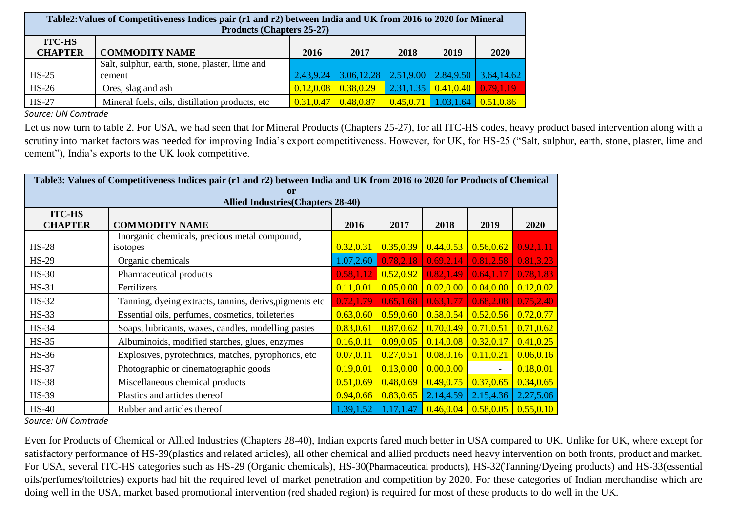| Table2:Values of Competitiveness Indices pair (r1 and r2) between India and UK from 2016 to 2020 for Mineral Products (Chapters 25-27) | | | | | | |
|---|---|---|---|---|---|---|
| **ITC-HS CHAPTER** | **COMMODITY NAME** | **2016** | **2017** | **2018** | **2019** | **2020** |
| HS-25 | Salt, sulphur, earth, stone, plaster, lime and cement | 2.43,9.24 | 3.06,12.28 | 2.51,9.00 | 2.84,9.50 | 3.64,14.62 |
| HS-26 | Ores, slag and ash | 0.12,0.08 | 0.38,0.29 | 2.31,1.35 | 0.41,0.40 | 0.79,1.19 |
| HS-27 | Mineral fuels, oils, distillation products, etc | 0.31,0.47 | 0.48,0.87 | 0.45,0.71 | 1.03,1.64 | 0.51,0.86 |

*Source: UN Comtrade*

Let us now turn to table 2. For USA, we had seen that for Mineral Products (Chapters 25-27), for all ITC-HS codes, heavy product based intervention along with a scrutiny into market factors was needed for improving India's export competitiveness. However, for UK, for HS-25 ("Salt, sulphur, earth, stone, plaster, lime and cement"), India's exports to the UK look competitive.

| Table3: Values of Competitiveness Indices pair (r1 and r2) between India and UK from 2016 to 2020 for Products of Chemical or Allied Industries(Chapters 28-40) | | | | | | |
|---|---|---|---|---|---|---|
| **ITC-HS CHAPTER** | **COMMODITY NAME** | **2016** | **2017** | **2018** | **2019** | **2020** |
| HS-28 | Inorganic chemicals, precious metal compound, isotopes | 0.32,0.31 | 0.35,0.39 | 0.44,0.53 | 0.56,0.62 | 0.92,1.11 |
| HS-29 | Organic chemicals | 1.07,2.60 | 0.78,2.18 | 0.69,2.14 | 0.81,2.58 | 0.81,3.23 |
| HS-30 | Pharmaceutical products | 0.58,1.12 | 0.52,0.92 | 0.82,1.49 | 0.64,1.17 | 0.78,1.83 |
| HS-31 | Fertilizers | 0.11,0.01 | 0.05,0.00 | 0.02,0.00 | 0.04,0.00 | 0.12,0.02 |
| HS-32 | Tanning, dyeing extracts, tannins, derivs,pigments etc | 0.72,1.79 | 0.65,1.68 | 0.63,1.77 | 0.68,2.08 | 0.75,2.40 |
| HS-33 | Essential oils, perfumes, cosmetics, toileteries | 0.63,0.60 | 0.59,0.60 | 0.58,0.54 | 0.52,0.56 | 0.72,0.77 |
| HS-34 | Soaps, lubricants, waxes, candles, modelling pastes | 0.83,0.61 | 0.87,0.62 | 0.70,0.49 | 0.71,0.51 | 0.71,0.62 |
| HS-35 | Albuminoids, modified starches, glues, enzymes | 0.16,0.11 | 0.09,0.05 | 0.14,0.08 | 0.32,0.17 | 0.41,0.25 |
| HS-36 | Explosives, pyrotechnics, matches, pyrophorics, etc | 0.07,0.11 | 0.27,0.51 | 0.08,0.16 | 0.11,0.21 | 0.06,0.16 |
| HS-37 | Photographic or cinematographic goods | 0.19,0.01 | 0.13,0.00 | 0.00,0.00 | - | 0.18,0.01 |
| HS-38 | Miscellaneous chemical products | 0.51,0.69 | 0.48,0.69 | 0.49,0.75 | 0.37,0.65 | 0.34,0.65 |
| HS-39 | Plastics and articles thereof | 0.94,0.66 | 0.83,0.65 | 2.14,4.59 | 2.15,4.36 | 2.27,5.06 |
| HS-40 | Rubber and articles thereof | 1.39,1.52 | 1.17,1.47 | 0.46,0.04 | 0.58,0.05 | 0.55,0.10 |

*Source: UN Comtrade*

Even for Products of Chemical or Allied Industries (Chapters 28-40), Indian exports fared much better in USA compared to UK. Unlike for UK, where except for satisfactory performance of HS-39(plastics and related articles), all other chemical and allied products need heavy intervention on both fronts, product and market. For USA, several ITC-HS categories such as HS-29 (Organic chemicals), HS-30(Pharmaceutical products), HS-32(Tanning/Dyeing products) and HS-33(essential oils/perfumes/toiletries) exports had hit the required level of market penetration and competition by 2020. For these categories of Indian merchandise which are doing well in the USA, market based promotional intervention (red shaded region) is required for most of these products to do well in the UK.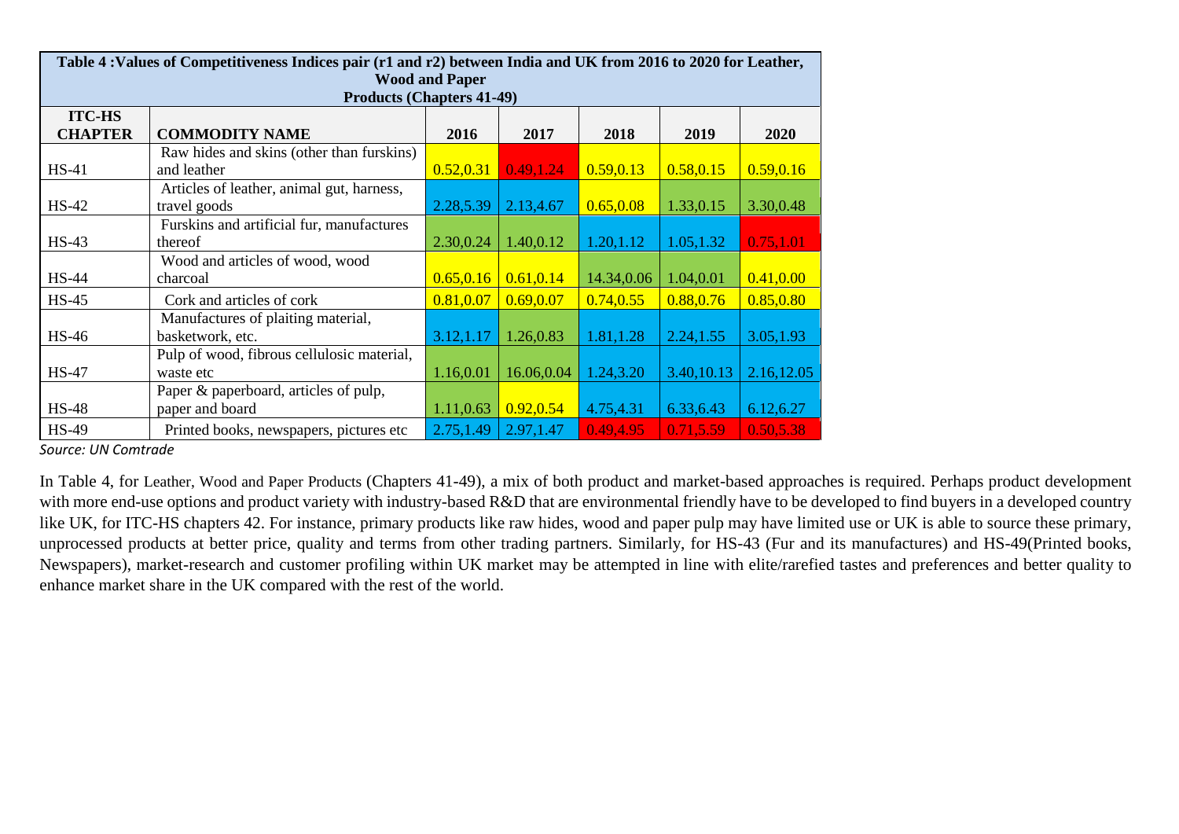**Table 4 : Values of Competitiveness Indices pair (r1 and r2) between India and UK from 2016 to 2020 for Leather, Wood and Paper Products (Chapters 41-49)**

| ITC-HS CHAPTER | COMMODITY NAME | 2016 | 2017 | 2018 | 2019 | 2020 |
|---|---|---|---|---|---|---|
| HS-41 | Raw hides and skins (other than furskins) and leather | 0.52,0.31 | 0.49,1.24 | 0.59,0.13 | 0.58,0.15 | 0.59,0.16 |
| HS-42 | Articles of leather, animal gut, harness, travel goods | 2.28,5.39 | 2.13,4.67 | 0.65,0.08 | 1.33,0.15 | 3.30,0.48 |
| HS-43 | Furskins and artificial fur, manufactures thereof | 2.30,0.24 | 1.40,0.12 | 1.20,1.12 | 1.05,1.32 | 0.75,1.01 |
| HS-44 | Wood and articles of wood, wood charcoal | 0.65,0.16 | 0.61,0.14 | 14.34,0.06 | 1.04,0.01 | 0.41,0.00 |
| HS-45 | Cork and articles of cork | 0.81,0.07 | 0.69,0.07 | 0.74,0.55 | 0.88,0.76 | 0.85,0.80 |
| HS-46 | Manufactures of plaiting material, basketwork, etc. | 3.12,1.17 | 1.26,0.83 | 1.81,1.28 | 2.24,1.55 | 3.05,1.93 |
| HS-47 | Pulp of wood, fibrous cellulosic material, waste etc | 1.16,0.01 | 16.06,0.04 | 1.24,3.20 | 3.40,10.13 | 2.16,12.05 |
| HS-48 | Paper & paperboard, articles of pulp, paper and board | 1.11,0.63 | 0.92,0.54 | 4.75,4.31 | 6.33,6.43 | 6.12,6.27 |
| HS-49 | Printed books, newspapers, pictures etc | 2.75,1.49 | 2.97,1.47 | 0.49,4.95 | 0.71,5.59 | 0.50,5.38 |

*Source: UN Comtrade*

In Table 4, for Leather, Wood and Paper Products (Chapters 41-49), a mix of both product and market-based approaches is required. Perhaps product development with more end-use options and product variety with industry-based R&D that are environmental friendly have to be developed to find buyers in a developed country like UK, for ITC-HS chapters 42. For instance, primary products like raw hides, wood and paper pulp may have limited use or UK is able to source these primary, unprocessed products at better price, quality and terms from other trading partners. Similarly, for HS-43 (Fur and its manufactures) and HS-49(Printed books, Newspapers), market-research and customer profiling within UK market may be attempted in line with elite/rarefied tastes and preferences and better quality to enhance market share in the UK compared with the rest of the world.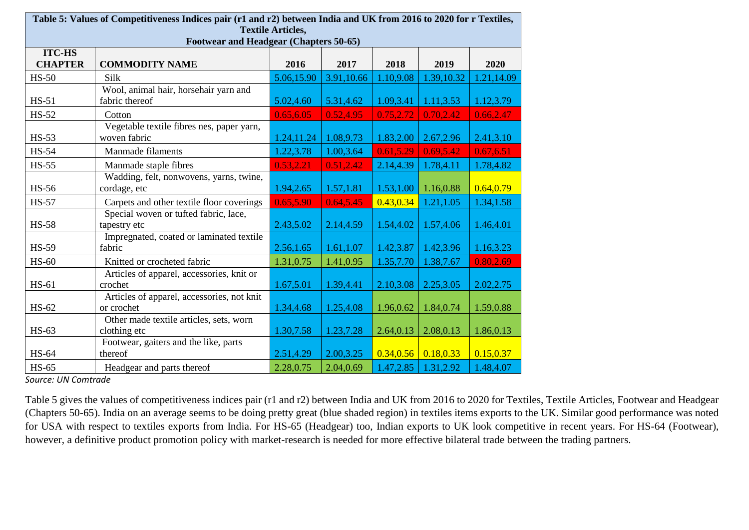**Table 5: Values of Competitiveness Indices pair (r1 and r2) between India and UK from 2016 to 2020 for r Textiles, Textile Articles, Footwear and Headgear (Chapters 50-65)**

| ITC-HS CHAPTER | COMMODITY NAME | 2016 | 2017 | 2018 | 2019 | 2020 |
|---|---|---|---|---|---|---|
| HS-50 | Silk | 5.06,15.90 | 3.91,10.66 | 1.10,9.08 | 1.39,10.32 | 1.21,14.09 |
| HS-51 | Wool, animal hair, horsehair yarn and fabric thereof | 5.02,4.60 | 5.31,4.62 | 1.09,3.41 | 1.11,3.53 | 1.12,3.79 |
| HS-52 | Cotton | 0.65,6.05 | 0.52,4.95 | 0.75,2.72 | 0.70,2.42 | 0.66,2.47 |
| HS-53 | Vegetable textile fibres nes, paper yarn, woven fabric | 1.24,11.24 | 1.08,9.73 | 1.83,2.00 | 2.67,2.96 | 2.41,3.10 |
| HS-54 | Manmade filaments | 1.22,3.78 | 1.00,3.64 | 0.61,5.29 | 0.69,5.42 | 0.67,6.51 |
| HS-55 | Manmade staple fibres | 0.53,2.21 | 0.51,2.42 | 2.14,4.39 | 1.78,4.11 | 1.78,4.82 |
| HS-56 | Wadding, felt, nonwovens, yarns, twine, cordage, etc | 1.94,2.65 | 1.57,1.81 | 1.53,1.00 | 1.16,0.88 | 0.64,0.79 |
| HS-57 | Carpets and other textile floor coverings | 0.65,5.90 | 0.64,5.45 | 0.43,0.34 | 1.21,1.05 | 1.34,1.58 |
| HS-58 | Special woven or tufted fabric, lace, tapestry etc | 2.43,5.02 | 2.14,4.59 | 1.54,4.02 | 1.57,4.06 | 1.46,4.01 |
| HS-59 | Impregnated, coated or laminated textile fabric | 2.56,1.65 | 1.61,1.07 | 1.42,3.87 | 1.42,3.96 | 1.16,3.23 |
| HS-60 | Knitted or crocheted fabric | 1.31,0.75 | 1.41,0.95 | 1.35,7.70 | 1.38,7.67 | 0.80,2.69 |
| HS-61 | Articles of apparel, accessories, knit or crochet | 1.67,5.01 | 1.39,4.41 | 2.10,3.08 | 2.25,3.05 | 2.02,2.75 |
| HS-62 | Articles of apparel, accessories, not knit or crochet | 1.34,4.68 | 1.25,4.08 | 1.96,0.62 | 1.84,0.74 | 1.59,0.88 |
| HS-63 | Other made textile articles, sets, worn clothing etc | 1.30,7.58 | 1.23,7.28 | 2.64,0.13 | 2.08,0.13 | 1.86,0.13 |
| HS-64 | Footwear, gaiters and the like, parts thereof | 2.51,4.29 | 2.00,3.25 | 0.34,0.56 | 0.18,0.33 | 0.15,0.37 |
| HS-65 | Headgear and parts thereof | 2.28,0.75 | 2.04,0.69 | 1.47,2.85 | 1.31,2.92 | 1.48,4.07 |

*Source: UN Comtrade*

Table 5 gives the values of competitiveness indices pair (r1 and r2) between India and UK from 2016 to 2020 for Textiles, Textile Articles, Footwear and Headgear (Chapters 50-65). India on an average seems to be doing pretty great (blue shaded region) in textiles items exports to the UK. Similar good performance was noted for USA with respect to textiles exports from India. For HS-65 (Headgear) too, Indian exports to UK look competitive in recent years. For HS-64 (Footwear), however, a definitive product promotion policy with market-research is needed for more effective bilateral trade between the trading partners.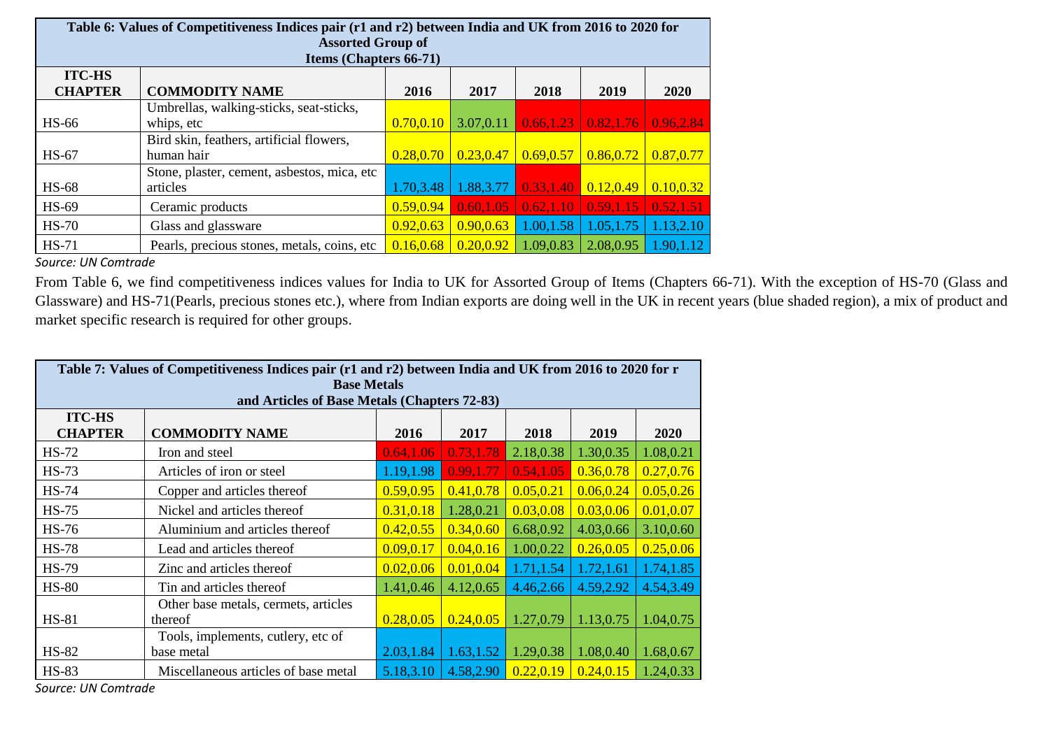| Table 6: Values of Competitiveness Indices pair (r1 and r2) between India and UK from 2016 to 2020 for Assorted Group of Items (Chapters 66-71) | | | | | | |
|---|---|---|---|---|---|---|
| **ITC-HS CHAPTER** | **COMMODITY NAME** | **2016** | **2017** | **2018** | **2019** | **2020** |
| HS-66 | Umbrellas, walking-sticks, seat-sticks, whips, etc | 0.70,0.10 | 3.07,0.11 | 0.66,1.23 | 0.82,1.76 | 0.96,2.84 |
| HS-67 | Bird skin, feathers, artificial flowers, human hair | 0.28,0.70 | 0.23,0.47 | 0.69,0.57 | 0.86,0.72 | 0.87,0.77 |
| HS-68 | Stone, plaster, cement, asbestos, mica, etc articles | 1.70,3.48 | 1.88,3.77 | 0.33,1.40 | 0.12,0.49 | 0.10,0.32 |
| HS-69 | Ceramic products | 0.59,0.94 | 0.60,1.05 | 0.62,1.10 | 0.59,1.15 | 0.52,1.51 |
| HS-70 | Glass and glassware | 0.92,0.63 | 0.90,0.63 | 1.00,1.58 | 1.05,1.75 | 1.13,2.10 |
| HS-71 | Pearls, precious stones, metals, coins, etc | 0.16,0.68 | 0.20,0.92 | 1.09,0.83 | 2.08,0.95 | 1.90,1.12 |

*Source: UN Comtrade*

From Table 6, we find competitiveness indices values for India to UK for Assorted Group of Items (Chapters 66-71). With the exception of HS-70 (Glass and Glassware) and HS-71(Pearls, precious stones etc.), where from Indian exports are doing well in the UK in recent years (blue shaded region), a mix of product and market specific research is required for other groups.

| Table 7: Values of Competitiveness Indices pair (r1 and r2) between India and UK from 2016 to 2020 for r Base Metals and Articles of Base Metals (Chapters 72-83) | | | | | | |
|---|---|---|---|---|---|---|
| **ITC-HS CHAPTER** | **COMMODITY NAME** | **2016** | **2017** | **2018** | **2019** | **2020** |
| HS-72 | Iron and steel | 0.64,1.06 | 0.73,1.78 | 2.18,0.38 | 1.30,0.35 | 1.08,0.21 |
| HS-73 | Articles of iron or steel | 1.19,1.98 | 0.99,1.77 | 0.54,1.05 | 0.36,0.78 | 0.27,0.76 |
| HS-74 | Copper and articles thereof | 0.59,0.95 | 0.41,0.78 | 0.05,0.21 | 0.06,0.24 | 0.05,0.26 |
| HS-75 | Nickel and articles thereof | 0.31,0.18 | 1.28,0.21 | 0.03,0.08 | 0.03,0.06 | 0.01,0.07 |
| HS-76 | Aluminium and articles thereof | 0.42,0.55 | 0.34,0.60 | 6.68,0.92 | 4.03,0.66 | 3.10,0.60 |
| HS-78 | Lead and articles thereof | 0.09,0.17 | 0.04,0.16 | 1.00,0.22 | 0.26,0.05 | 0.25,0.06 |
| HS-79 | Zinc and articles thereof | 0.02,0.06 | 0.01,0.04 | 1.71,1.54 | 1.72,1.61 | 1.74,1.85 |
| HS-80 | Tin and articles thereof | 1.41,0.46 | 4.12,0.65 | 4.46,2.66 | 4.59,2.92 | 4.54,3.49 |
| HS-81 | Other base metals, cermets, articles thereof | 0.28,0.05 | 0.24,0.05 | 1.27,0.79 | 1.13,0.75 | 1.04,0.75 |
| HS-82 | Tools, implements, cutlery, etc of base metal | 2.03,1.84 | 1.63,1.52 | 1.29,0.38 | 1.08,0.40 | 1.68,0.67 |
| HS-83 | Miscellaneous articles of base metal | 5.18,3.10 | 4.58,2.90 | 0.22,0.19 | 0.24,0.15 | 1.24,0.33 |

*Source: UN Comtrade*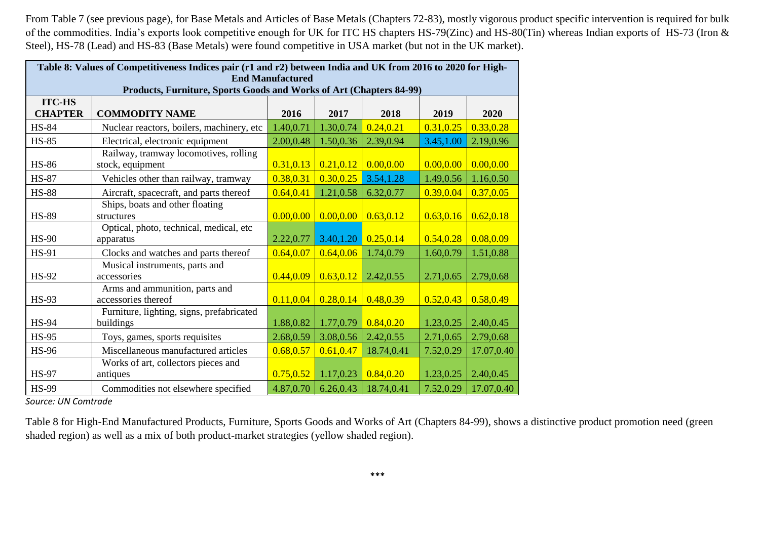From Table 7 (see previous page), for Base Metals and Articles of Base Metals (Chapters 72-83), mostly vigorous product specific intervention is required for bulk of the commodities. India's exports look competitive enough for UK for ITC HS chapters HS-79(Zinc) and HS-80(Tin) whereas Indian exports of HS-73 (Iron & Steel), HS-78 (Lead) and HS-83 (Base Metals) were found competitive in USA market (but not in the UK market).

**Table 8: Values of Competitiveness Indices pair (r1 and r2) between India and UK from 2016 to 2020 for High-End Manufactured Products, Furniture, Sports Goods and Works of Art (Chapters 84-99)**

| ITC-HS CHAPTER | COMMODITY NAME | 2016 | 2017 | 2018 | 2019 | 2020 |
|---|---|---|---|---|---|---|
| HS-84 | Nuclear reactors, boilers, machinery, etc | 1.40,0.71 | 1.30,0.74 | 0.24,0.21 | 0.31,0.25 | 0.33,0.28 |
| HS-85 | Electrical, electronic equipment | 2.00,0.48 | 1.50,0.36 | 2.39,0.94 | 3.45,1.00 | 2.19,0.96 |
| HS-86 | Railway, tramway locomotives, rolling stock, equipment | 0.31,0.13 | 0.21,0.12 | 0.00,0.00 | 0.00,0.00 | 0.00,0.00 |
| HS-87 | Vehicles other than railway, tramway | 0.38,0.31 | 0.30,0.25 | 3.54,1.28 | 1.49,0.56 | 1.16,0.50 |
| HS-88 | Aircraft, spacecraft, and parts thereof | 0.64,0.41 | 1.21,0.58 | 6.32,0.77 | 0.39,0.04 | 0.37,0.05 |
| HS-89 | Ships, boats and other floating structures | 0.00,0.00 | 0.00,0.00 | 0.63,0.12 | 0.63,0.16 | 0.62,0.18 |
| HS-90 | Optical, photo, technical, medical, etc apparatus | 2.22,0.77 | 3.40,1.20 | 0.25,0.14 | 0.54,0.28 | 0.08,0.09 |
| HS-91 | Clocks and watches and parts thereof | 0.64,0.07 | 0.64,0.06 | 1.74,0.79 | 1.60,0.79 | 1.51,0.88 |
| HS-92 | Musical instruments, parts and accessories | 0.44,0.09 | 0.63,0.12 | 2.42,0.55 | 2.71,0.65 | 2.79,0.68 |
| HS-93 | Arms and ammunition, parts and accessories thereof | 0.11,0.04 | 0.28,0.14 | 0.48,0.39 | 0.52,0.43 | 0.58,0.49 |
| HS-94 | Furniture, lighting, signs, prefabricated buildings | 1.88,0.82 | 1.77,0.79 | 0.84,0.20 | 1.23,0.25 | 2.40,0.45 |
| HS-95 | Toys, games, sports requisites | 2.68,0.59 | 3.08,0.56 | 2.42,0.55 | 2.71,0.65 | 2.79,0.68 |
| HS-96 | Miscellaneous manufactured articles | 0.68,0.57 | 0.61,0.47 | 18.74,0.41 | 7.52,0.29 | 17.07,0.40 |
| HS-97 | Works of art, collectors pieces and antiques | 0.75,0.52 | 1.17,0.23 | 0.84,0.20 | 1.23,0.25 | 2.40,0.45 |
| HS-99 | Commodities not elsewhere specified | 4.87,0.70 | 6.26,0.43 | 18.74,0.41 | 7.52,0.29 | 17.07,0.40 |

*Source: UN Comtrade*

Table 8 for High-End Manufactured Products, Furniture, Sports Goods and Works of Art (Chapters 84-99), shows a distinctive product promotion need (green shaded region) as well as a mix of both product-market strategies (yellow shaded region).

***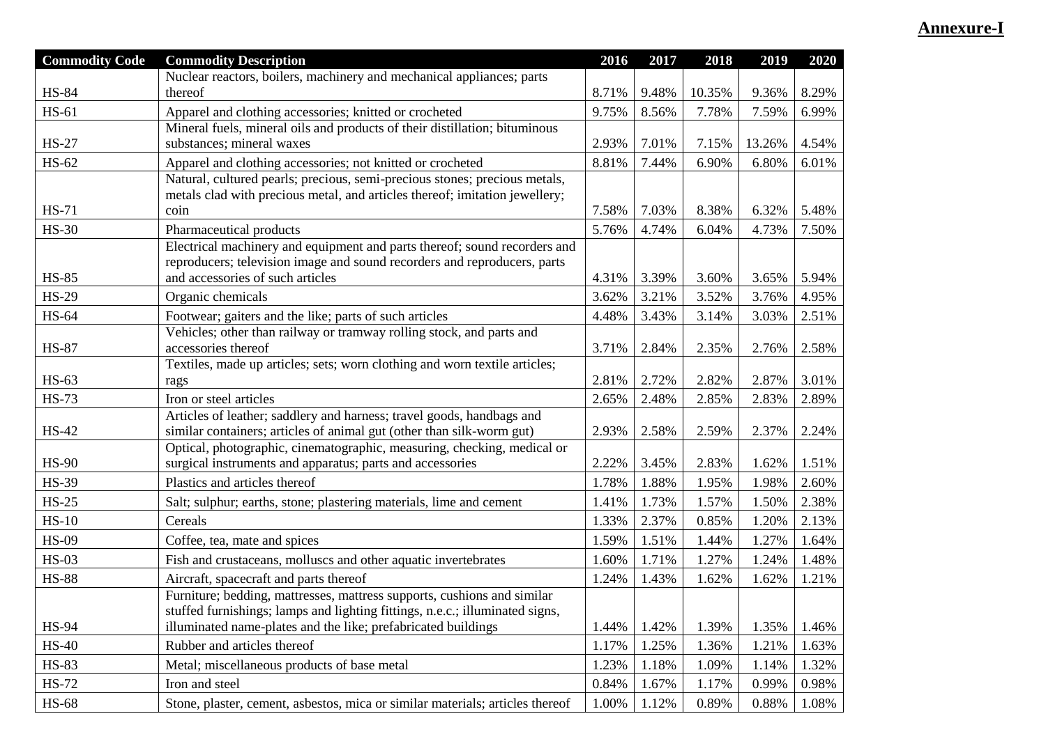**Annexure-I**

| Commodity Code | Commodity Description | 2016 | 2017 | 2018 | 2019 | 2020 |
|---|---|---|---|---|---|---|
| HS-84 | Nuclear reactors, boilers, machinery and mechanical appliances; parts thereof | 8.71% | 9.48% | 10.35% | 9.36% | 8.29% |
| HS-61 | Apparel and clothing accessories; knitted or crocheted | 9.75% | 8.56% | 7.78% | 7.59% | 6.99% |
| HS-27 | Mineral fuels, mineral oils and products of their distillation; bituminous substances; mineral waxes | 2.93% | 7.01% | 7.15% | 13.26% | 4.54% |
| HS-62 | Apparel and clothing accessories; not knitted or crocheted | 8.81% | 7.44% | 6.90% | 6.80% | 6.01% |
| HS-71 | Natural, cultured pearls; precious, semi-precious stones; precious metals, metals clad with precious metal, and articles thereof; imitation jewellery; coin | 7.58% | 7.03% | 8.38% | 6.32% | 5.48% |
| HS-30 | Pharmaceutical products | 5.76% | 4.74% | 6.04% | 4.73% | 7.50% |
| HS-85 | Electrical machinery and equipment and parts thereof; sound recorders and reproducers; television image and sound recorders and reproducers, parts and accessories of such articles | 4.31% | 3.39% | 3.60% | 3.65% | 5.94% |
| HS-29 | Organic chemicals | 3.62% | 3.21% | 3.52% | 3.76% | 4.95% |
| HS-64 | Footwear; gaiters and the like; parts of such articles | 4.48% | 3.43% | 3.14% | 3.03% | 2.51% |
| HS-87 | Vehicles; other than railway or tramway rolling stock, and parts and accessories thereof | 3.71% | 2.84% | 2.35% | 2.76% | 2.58% |
| HS-63 | Textiles, made up articles; sets; worn clothing and worn textile articles; rags | 2.81% | 2.72% | 2.82% | 2.87% | 3.01% |
| HS-73 | Iron or steel articles | 2.65% | 2.48% | 2.85% | 2.83% | 2.89% |
| HS-42 | Articles of leather; saddlery and harness; travel goods, handbags and similar containers; articles of animal gut (other than silk-worm gut) | 2.93% | 2.58% | 2.59% | 2.37% | 2.24% |
| HS-90 | Optical, photographic, cinematographic, measuring, checking, medical or surgical instruments and apparatus; parts and accessories | 2.22% | 3.45% | 2.83% | 1.62% | 1.51% |
| HS-39 | Plastics and articles thereof | 1.78% | 1.88% | 1.95% | 1.98% | 2.60% |
| HS-25 | Salt; sulphur; earths, stone; plastering materials, lime and cement | 1.41% | 1.73% | 1.57% | 1.50% | 2.38% |
| HS-10 | Cereals | 1.33% | 2.37% | 0.85% | 1.20% | 2.13% |
| HS-09 | Coffee, tea, mate and spices | 1.59% | 1.51% | 1.44% | 1.27% | 1.64% |
| HS-03 | Fish and crustaceans, molluscs and other aquatic invertebrates | 1.60% | 1.71% | 1.27% | 1.24% | 1.48% |
| HS-88 | Aircraft, spacecraft and parts thereof | 1.24% | 1.43% | 1.62% | 1.62% | 1.21% |
| HS-94 | Furniture; bedding, mattresses, mattress supports, cushions and similar stuffed furnishings; lamps and lighting fittings, n.e.c.; illuminated signs, illuminated name-plates and the like; prefabricated buildings | 1.44% | 1.42% | 1.39% | 1.35% | 1.46% |
| HS-40 | Rubber and articles thereof | 1.17% | 1.25% | 1.36% | 1.21% | 1.63% |
| HS-83 | Metal; miscellaneous products of base metal | 1.23% | 1.18% | 1.09% | 1.14% | 1.32% |
| HS-72 | Iron and steel | 0.84% | 1.67% | 1.17% | 0.99% | 0.98% |
| HS-68 | Stone, plaster, cement, asbestos, mica or similar materials; articles thereof | 1.00% | 1.12% | 0.89% | 0.88% | 1.08% |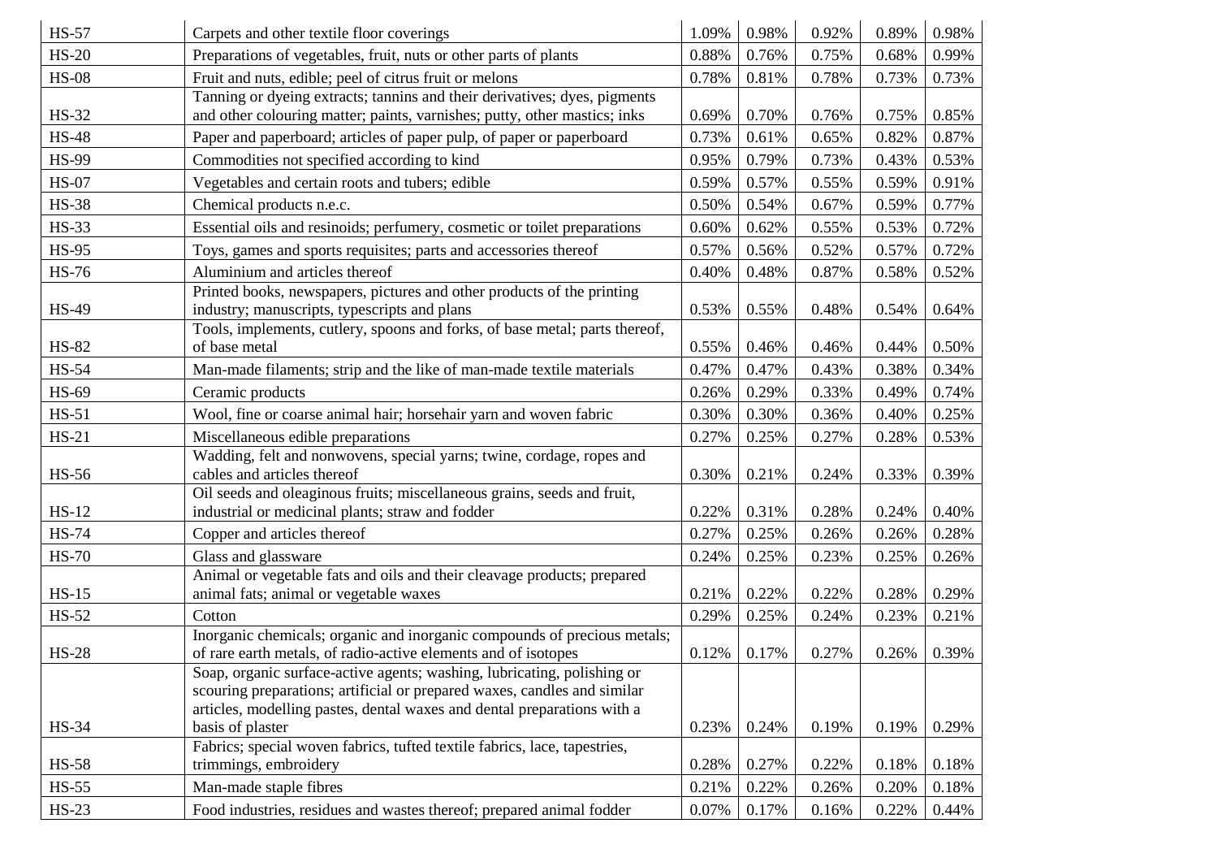| HS-57 | Carpets and other textile floor coverings | 1.09% | 0.98% | 0.92% | 0.89% | 0.98% |
|---|---|---|---|---|---|---|
| HS-20 | Preparations of vegetables, fruit, nuts or other parts of plants | 0.88% | 0.76% | 0.75% | 0.68% | 0.99% |
| HS-08 | Fruit and nuts, edible; peel of citrus fruit or melons | 0.78% | 0.81% | 0.78% | 0.73% | 0.73% |
| HS-32 | Tanning or dyeing extracts; tannins and their derivatives; dyes, pigments and other colouring matter; paints, varnishes; putty, other mastics; inks | 0.69% | 0.70% | 0.76% | 0.75% | 0.85% |
| HS-48 | Paper and paperboard; articles of paper pulp, of paper or paperboard | 0.73% | 0.61% | 0.65% | 0.82% | 0.87% |
| HS-99 | Commodities not specified according to kind | 0.95% | 0.79% | 0.73% | 0.43% | 0.53% |
| HS-07 | Vegetables and certain roots and tubers; edible | 0.59% | 0.57% | 0.55% | 0.59% | 0.91% |
| HS-38 | Chemical products n.e.c. | 0.50% | 0.54% | 0.67% | 0.59% | 0.77% |
| HS-33 | Essential oils and resinoids; perfumery, cosmetic or toilet preparations | 0.60% | 0.62% | 0.55% | 0.53% | 0.72% |
| HS-95 | Toys, games and sports requisites; parts and accessories thereof | 0.57% | 0.56% | 0.52% | 0.57% | 0.72% |
| HS-76 | Aluminium and articles thereof | 0.40% | 0.48% | 0.87% | 0.58% | 0.52% |
| HS-49 | Printed books, newspapers, pictures and other products of the printing industry; manuscripts, typescripts and plans | 0.53% | 0.55% | 0.48% | 0.54% | 0.64% |
| HS-82 | Tools, implements, cutlery, spoons and forks, of base metal; parts thereof, of base metal | 0.55% | 0.46% | 0.46% | 0.44% | 0.50% |
| HS-54 | Man-made filaments; strip and the like of man-made textile materials | 0.47% | 0.47% | 0.43% | 0.38% | 0.34% |
| HS-69 | Ceramic products | 0.26% | 0.29% | 0.33% | 0.49% | 0.74% |
| HS-51 | Wool, fine or coarse animal hair; horsehair yarn and woven fabric | 0.30% | 0.30% | 0.36% | 0.40% | 0.25% |
| HS-21 | Miscellaneous edible preparations | 0.27% | 0.25% | 0.27% | 0.28% | 0.53% |
| HS-56 | Wadding, felt and nonwovens, special yarns; twine, cordage, ropes and cables and articles thereof | 0.30% | 0.21% | 0.24% | 0.33% | 0.39% |
| HS-12 | Oil seeds and oleaginous fruits; miscellaneous grains, seeds and fruit, industrial or medicinal plants; straw and fodder | 0.22% | 0.31% | 0.28% | 0.24% | 0.40% |
| HS-74 | Copper and articles thereof | 0.27% | 0.25% | 0.26% | 0.26% | 0.28% |
| HS-70 | Glass and glassware | 0.24% | 0.25% | 0.23% | 0.25% | 0.26% |
| HS-15 | Animal or vegetable fats and oils and their cleavage products; prepared animal fats; animal or vegetable waxes | 0.21% | 0.22% | 0.22% | 0.28% | 0.29% |
| HS-52 | Cotton | 0.29% | 0.25% | 0.24% | 0.23% | 0.21% |
| HS-28 | Inorganic chemicals; organic and inorganic compounds of precious metals; of rare earth metals, of radio-active elements and of isotopes | 0.12% | 0.17% | 0.27% | 0.26% | 0.39% |
| HS-34 | Soap, organic surface-active agents; washing, lubricating, polishing or scouring preparations; artificial or prepared waxes, candles and similar articles, modelling pastes, dental waxes and dental preparations with a basis of plaster | 0.23% | 0.24% | 0.19% | 0.19% | 0.29% |
| HS-58 | Fabrics; special woven fabrics, tufted textile fabrics, lace, tapestries, trimmings, embroidery | 0.28% | 0.27% | 0.22% | 0.18% | 0.18% |
| HS-55 | Man-made staple fibres | 0.21% | 0.22% | 0.26% | 0.20% | 0.18% |
| HS-23 | Food industries, residues and wastes thereof; prepared animal fodder | 0.07% | 0.17% | 0.16% | 0.22% | 0.44% |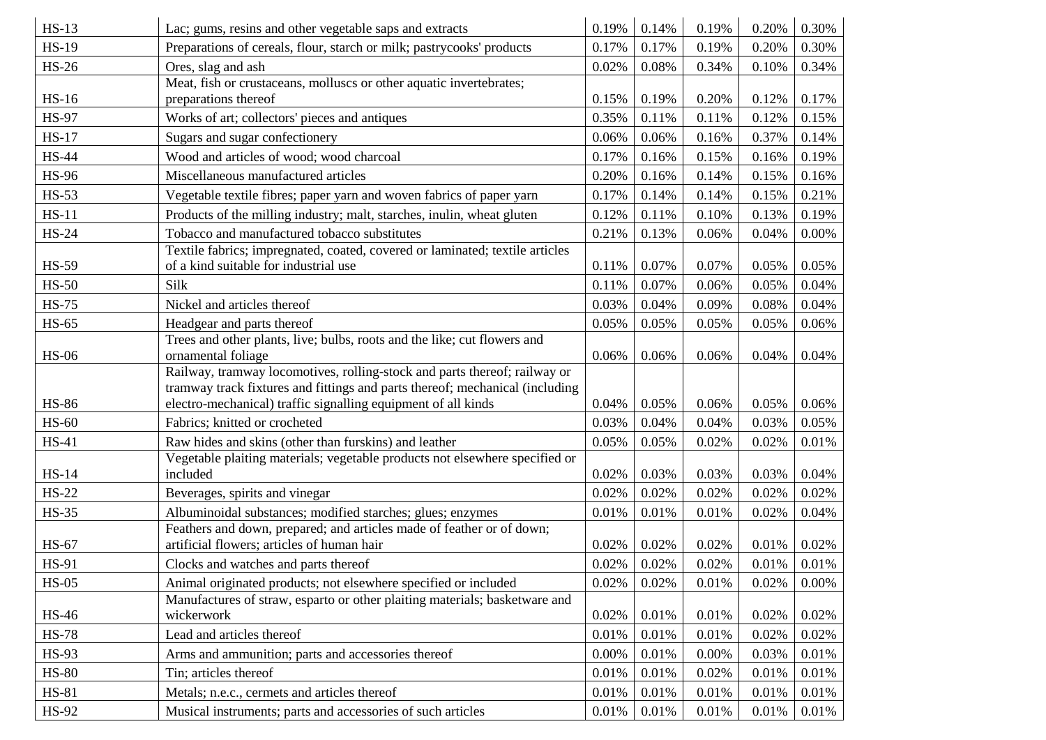| | | | | | | |
|---|---|---|---|---|---|---|
| HS-13 | Lac; gums, resins and other vegetable saps and extracts | 0.19% | 0.14% | 0.19% | 0.20% | 0.30% |
| HS-19 | Preparations of cereals, flour, starch or milk; pastrycooks' products | 0.17% | 0.17% | 0.19% | 0.20% | 0.30% |
| HS-26 | Ores, slag and ash | 0.02% | 0.08% | 0.34% | 0.10% | 0.34% |
| HS-16 | Meat, fish or crustaceans, molluscs or other aquatic invertebrates; preparations thereof | 0.15% | 0.19% | 0.20% | 0.12% | 0.17% |
| HS-97 | Works of art; collectors' pieces and antiques | 0.35% | 0.11% | 0.11% | 0.12% | 0.15% |
| HS-17 | Sugars and sugar confectionery | 0.06% | 0.06% | 0.16% | 0.37% | 0.14% |
| HS-44 | Wood and articles of wood; wood charcoal | 0.17% | 0.16% | 0.15% | 0.16% | 0.19% |
| HS-96 | Miscellaneous manufactured articles | 0.20% | 0.16% | 0.14% | 0.15% | 0.16% |
| HS-53 | Vegetable textile fibres; paper yarn and woven fabrics of paper yarn | 0.17% | 0.14% | 0.14% | 0.15% | 0.21% |
| HS-11 | Products of the milling industry; malt, starches, inulin, wheat gluten | 0.12% | 0.11% | 0.10% | 0.13% | 0.19% |
| HS-24 | Tobacco and manufactured tobacco substitutes | 0.21% | 0.13% | 0.06% | 0.04% | 0.00% |
| HS-59 | Textile fabrics; impregnated, coated, covered or laminated; textile articles of a kind suitable for industrial use | 0.11% | 0.07% | 0.07% | 0.05% | 0.05% |
| HS-50 | Silk | 0.11% | 0.07% | 0.06% | 0.05% | 0.04% |
| HS-75 | Nickel and articles thereof | 0.03% | 0.04% | 0.09% | 0.08% | 0.04% |
| HS-65 | Headgear and parts thereof | 0.05% | 0.05% | 0.05% | 0.05% | 0.06% |
| HS-06 | Trees and other plants, live; bulbs, roots and the like; cut flowers and ornamental foliage | 0.06% | 0.06% | 0.06% | 0.04% | 0.04% |
| HS-86 | Railway, tramway locomotives, rolling-stock and parts thereof; railway or tramway track fixtures and fittings and parts thereof; mechanical (including electro-mechanical) traffic signalling equipment of all kinds | 0.04% | 0.05% | 0.06% | 0.05% | 0.06% |
| HS-60 | Fabrics; knitted or crocheted | 0.03% | 0.04% | 0.04% | 0.03% | 0.05% |
| HS-41 | Raw hides and skins (other than furskins) and leather | 0.05% | 0.05% | 0.02% | 0.02% | 0.01% |
| HS-14 | Vegetable plaiting materials; vegetable products not elsewhere specified or included | 0.02% | 0.03% | 0.03% | 0.03% | 0.04% |
| HS-22 | Beverages, spirits and vinegar | 0.02% | 0.02% | 0.02% | 0.02% | 0.02% |
| HS-35 | Albuminoidal substances; modified starches; glues; enzymes | 0.01% | 0.01% | 0.01% | 0.02% | 0.04% |
| HS-67 | Feathers and down, prepared; and articles made of feather or of down; artificial flowers; articles of human hair | 0.02% | 0.02% | 0.02% | 0.01% | 0.02% |
| HS-91 | Clocks and watches and parts thereof | 0.02% | 0.02% | 0.02% | 0.01% | 0.01% |
| HS-05 | Animal originated products; not elsewhere specified or included | 0.02% | 0.02% | 0.01% | 0.02% | 0.00% |
| HS-46 | Manufactures of straw, esparto or other plaiting materials; basketware and wickerwork | 0.02% | 0.01% | 0.01% | 0.02% | 0.02% |
| HS-78 | Lead and articles thereof | 0.01% | 0.01% | 0.01% | 0.02% | 0.02% |
| HS-93 | Arms and ammunition; parts and accessories thereof | 0.00% | 0.01% | 0.00% | 0.03% | 0.01% |
| HS-80 | Tin; articles thereof | 0.01% | 0.01% | 0.02% | 0.01% | 0.01% |
| HS-81 | Metals; n.e.c., cermets and articles thereof | 0.01% | 0.01% | 0.01% | 0.01% | 0.01% |
| HS-92 | Musical instruments; parts and accessories of such articles | 0.01% | 0.01% | 0.01% | 0.01% | 0.01% |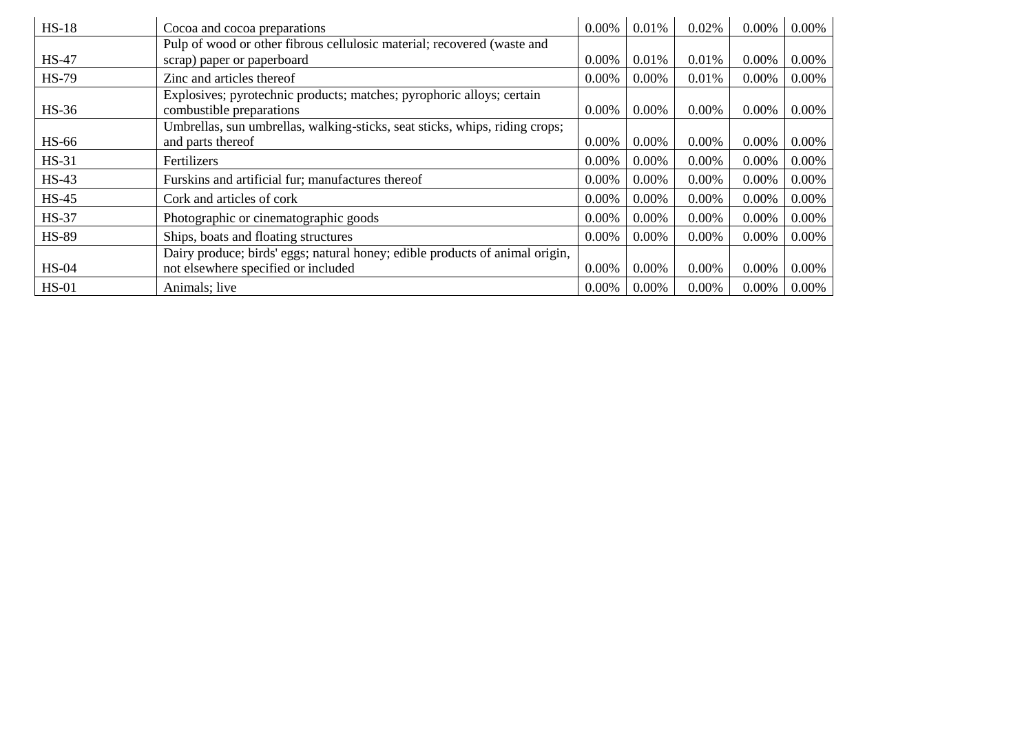| | | | | | | |
|---|---|---|---|---|---|---|
| HS-18 | Cocoa and cocoa preparations | 0.00% | 0.01% | 0.02% | 0.00% | 0.00% |
| HS-47 | Pulp of wood or other fibrous cellulosic material; recovered (waste and scrap) paper or paperboard | 0.00% | 0.01% | 0.01% | 0.00% | 0.00% |
| HS-79 | Zinc and articles thereof | 0.00% | 0.00% | 0.01% | 0.00% | 0.00% |
| HS-36 | Explosives; pyrotechnic products; matches; pyrophoric alloys; certain combustible preparations | 0.00% | 0.00% | 0.00% | 0.00% | 0.00% |
| HS-66 | Umbrellas, sun umbrellas, walking-sticks, seat sticks, whips, riding crops; and parts thereof | 0.00% | 0.00% | 0.00% | 0.00% | 0.00% |
| HS-31 | Fertilizers | 0.00% | 0.00% | 0.00% | 0.00% | 0.00% |
| HS-43 | Furskins and artificial fur; manufactures thereof | 0.00% | 0.00% | 0.00% | 0.00% | 0.00% |
| HS-45 | Cork and articles of cork | 0.00% | 0.00% | 0.00% | 0.00% | 0.00% |
| HS-37 | Photographic or cinematographic goods | 0.00% | 0.00% | 0.00% | 0.00% | 0.00% |
| HS-89 | Ships, boats and floating structures | 0.00% | 0.00% | 0.00% | 0.00% | 0.00% |
| HS-04 | Dairy produce; birds' eggs; natural honey; edible products of animal origin, not elsewhere specified or included | 0.00% | 0.00% | 0.00% | 0.00% | 0.00% |
| HS-01 | Animals; live | 0.00% | 0.00% | 0.00% | 0.00% | 0.00% |